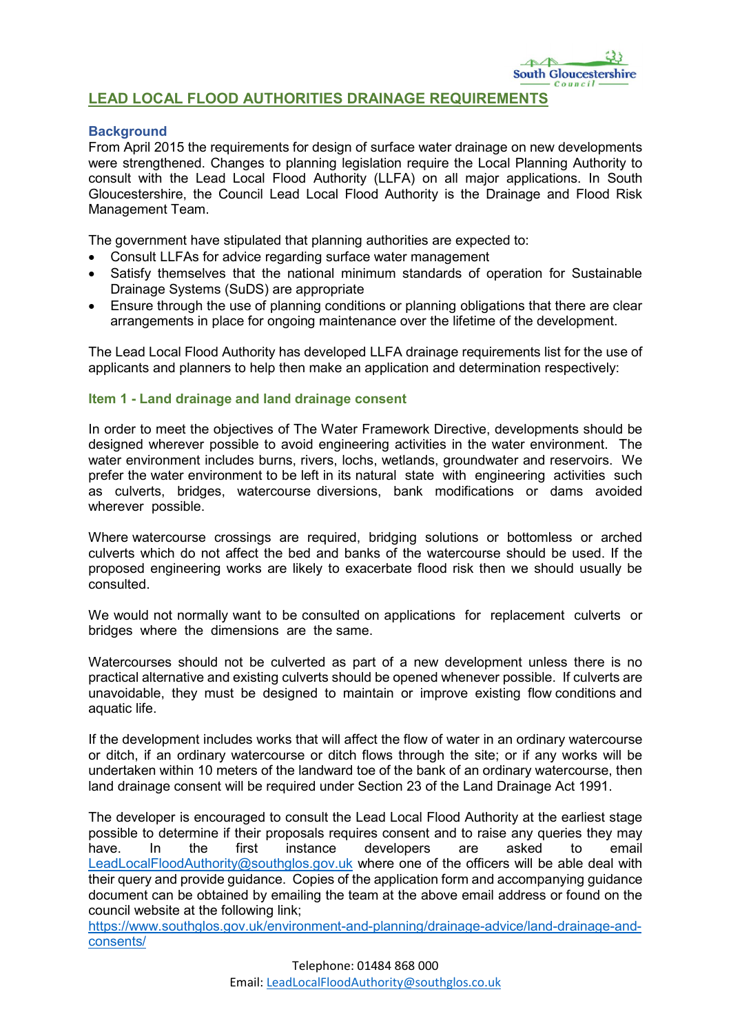# LEAD LOCAL FLOOD AUTHORITIES DRAINAGE REQUIREMENTS

## Background

From April 2015 the requirements for design of surface water drainage on new developments were strengthened. Changes to planning legislation require the Local Planning Authority to consult with the Lead Local Flood Authority (LLFA) on all major applications. In South Gloucestershire, the Council Lead Local Flood Authority is the Drainage and Flood Risk Management Team.

The government have stipulated that planning authorities are expected to:

- Consult LLFAs for advice regarding surface water management
- Satisfy themselves that the national minimum standards of operation for Sustainable Drainage Systems (SuDS) are appropriate
- Ensure through the use of planning conditions or planning obligations that there are clear arrangements in place for ongoing maintenance over the lifetime of the development.

The Lead Local Flood Authority has developed LLFA drainage requirements list for the use of applicants and planners to help then make an application and determination respectively:

### Item 1 - Land drainage and land drainage consent

In order to meet the objectives of The Water Framework Directive, developments should be designed wherever possible to avoid engineering activities in the water environment. The water environment includes burns, rivers, lochs, wetlands, groundwater and reservoirs. We prefer the water environment to be left in its natural state with engineering activities such as culverts, bridges, watercourse diversions, bank modifications or dams avoided wherever possible.

Where watercourse crossings are required, bridging solutions or bottomless or arched culverts which do not affect the bed and banks of the watercourse should be used. If the proposed engineering works are likely to exacerbate flood risk then we should usually be consulted.

We would not normally want to be consulted on applications for replacement culverts or bridges where the dimensions are the same.

Watercourses should not be culverted as part of a new development unless there is no practical alternative and existing culverts should be opened whenever possible. If culverts are unavoidable, they must be designed to maintain or improve existing flow conditions and aquatic life.

If the development includes works that will affect the flow of water in an ordinary watercourse or ditch, if an ordinary watercourse or ditch flows through the site; or if any works will be undertaken within 10 meters of the landward toe of the bank of an ordinary watercourse, then land drainage consent will be required under Section 23 of the Land Drainage Act 1991.

The developer is encouraged to consult the Lead Local Flood Authority at the earliest stage possible to determine if their proposals requires consent and to raise any queries they may have. In the first instance developers are asked to email LeadLocalFloodAuthority@southglos.gov.uk where one of the officers will be able deal with their query and provide guidance. Copies of the application form and accompanying guidance document can be obtained by emailing the team at the above email address or found on the council website at the following link; https://www.southglos.gov.uk/environment-and-planning/drainage-advice/land-drainage-and-consents/

Telephone: 01484 868 000
Email: LeadLocalFloodAuthority@southglos.co.uk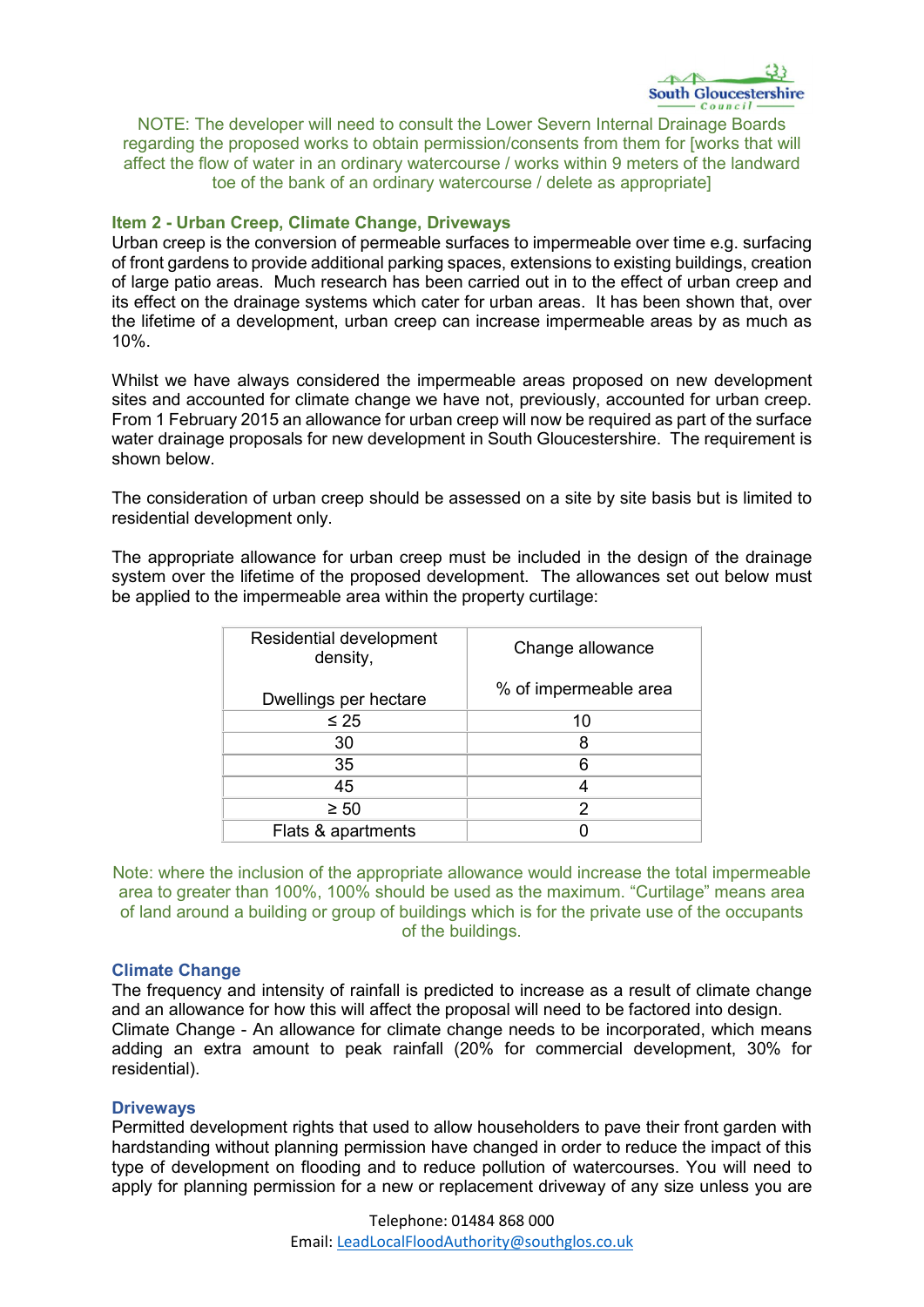NOTE: The developer will need to consult the Lower Severn Internal Drainage Boards regarding the proposed works to obtain permission/consents from them for [works that will affect the flow of water in an ordinary watercourse / works within 9 meters of the landward toe of the bank of an ordinary watercourse / delete as appropriate]

### Item 2 - Urban Creep, Climate Change, Driveways

Urban creep is the conversion of permeable surfaces to impermeable over time e.g. surfacing of front gardens to provide additional parking spaces, extensions to existing buildings, creation of large patio areas. Much research has been carried out in to the effect of urban creep and its effect on the drainage systems which cater for urban areas. It has been shown that, over the lifetime of a development, urban creep can increase impermeable areas by as much as 10%.

Whilst we have always considered the impermeable areas proposed on new development sites and accounted for climate change we have not, previously, accounted for urban creep. From 1 February 2015 an allowance for urban creep will now be required as part of the surface water drainage proposals for new development in South Gloucestershire. The requirement is shown below.

The consideration of urban creep should be assessed on a site by site basis but is limited to residential development only.

The appropriate allowance for urban creep must be included in the design of the drainage system over the lifetime of the proposed development. The allowances set out below must be applied to the impermeable area within the property curtilage:

| Residential development density, Dwellings per hectare | Change allowance % of impermeable area |
|---|---|
| ≤ 25 | 10 |
| 30 | 8 |
| 35 | 6 |
| 45 | 4 |
| ≥ 50 | 2 |
| Flats & apartments | 0 |

Note: where the inclusion of the appropriate allowance would increase the total impermeable area to greater than 100%, 100% should be used as the maximum. "Curtilage" means area of land around a building or group of buildings which is for the private use of the occupants of the buildings.

### Climate Change

The frequency and intensity of rainfall is predicted to increase as a result of climate change and an allowance for how this will affect the proposal will need to be factored into design. Climate Change - An allowance for climate change needs to be incorporated, which means adding an extra amount to peak rainfall (20% for commercial development, 30% for residential).

### Driveways

Permitted development rights that used to allow householders to pave their front garden with hardstanding without planning permission have changed in order to reduce the impact of this type of development on flooding and to reduce pollution of watercourses. You will need to apply for planning permission for a new or replacement driveway of any size unless you are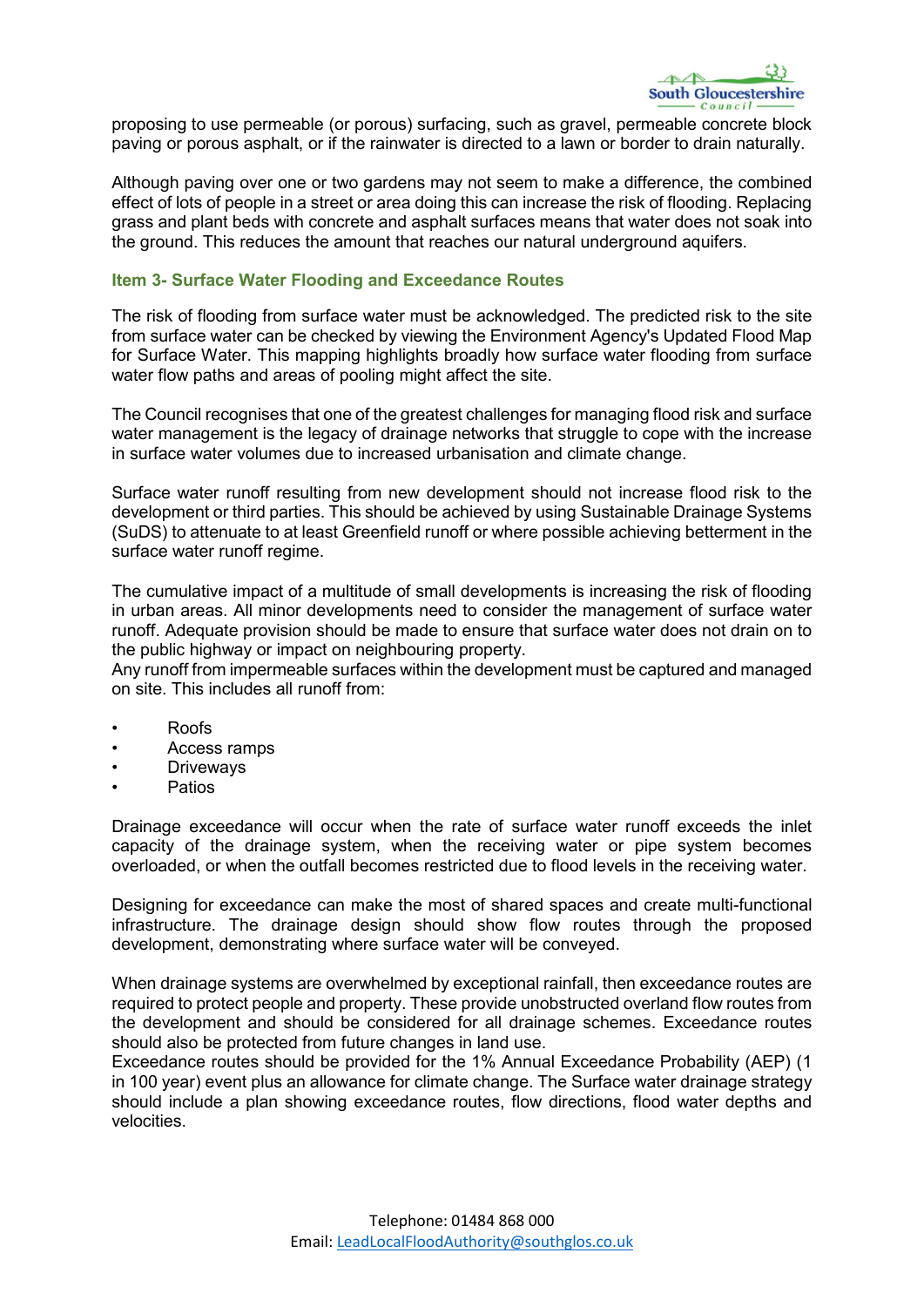proposing to use permeable (or porous) surfacing, such as gravel, permeable concrete block paving or porous asphalt, or if the rainwater is directed to a lawn or border to drain naturally.

Although paving over one or two gardens may not seem to make a difference, the combined effect of lots of people in a street or area doing this can increase the risk of flooding. Replacing grass and plant beds with concrete and asphalt surfaces means that water does not soak into the ground. This reduces the amount that reaches our natural underground aquifers.

### Item 3- Surface Water Flooding and Exceedance Routes

The risk of flooding from surface water must be acknowledged. The predicted risk to the site from surface water can be checked by viewing the Environment Agency's Updated Flood Map for Surface Water. This mapping highlights broadly how surface water flooding from surface water flow paths and areas of pooling might affect the site.

The Council recognises that one of the greatest challenges for managing flood risk and surface water management is the legacy of drainage networks that struggle to cope with the increase in surface water volumes due to increased urbanisation and climate change.

Surface water runoff resulting from new development should not increase flood risk to the development or third parties. This should be achieved by using Sustainable Drainage Systems (SuDS) to attenuate to at least Greenfield runoff or where possible achieving betterment in the surface water runoff regime.

The cumulative impact of a multitude of small developments is increasing the risk of flooding in urban areas. All minor developments need to consider the management of surface water runoff. Adequate provision should be made to ensure that surface water does not drain on to the public highway or impact on neighbouring property.
Any runoff from impermeable surfaces within the development must be captured and managed on site. This includes all runoff from:

- Roofs
- Access ramps
- Driveways
- Patios

Drainage exceedance will occur when the rate of surface water runoff exceeds the inlet capacity of the drainage system, when the receiving water or pipe system becomes overloaded, or when the outfall becomes restricted due to flood levels in the receiving water.

Designing for exceedance can make the most of shared spaces and create multi-functional infrastructure. The drainage design should show flow routes through the proposed development, demonstrating where surface water will be conveyed.

When drainage systems are overwhelmed by exceptional rainfall, then exceedance routes are required to protect people and property. These provide unobstructed overland flow routes from the development and should be considered for all drainage schemes. Exceedance routes should also be protected from future changes in land use.
Exceedance routes should be provided for the 1% Annual Exceedance Probability (AEP) (1 in 100 year) event plus an allowance for climate change. The Surface water drainage strategy should include a plan showing exceedance routes, flow directions, flood water depths and velocities.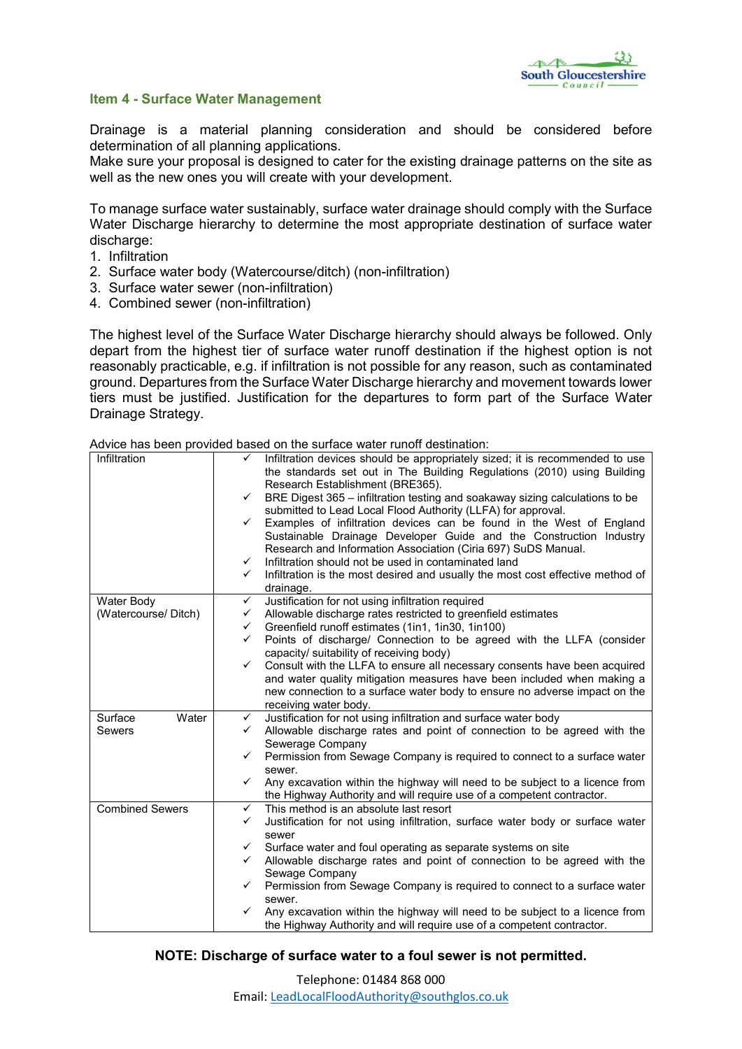## Item 4 - Surface Water Management

Drainage is a material planning consideration and should be considered before determination of all planning applications.
Make sure your proposal is designed to cater for the existing drainage patterns on the site as well as the new ones you will create with your development.

To manage surface water sustainably, surface water drainage should comply with the Surface Water Discharge hierarchy to determine the most appropriate destination of surface water discharge:

1. Infiltration
2. Surface water body (Watercourse/ditch) (non-infiltration)
3. Surface water sewer (non-infiltration)
4. Combined sewer (non-infiltration)

The highest level of the Surface Water Discharge hierarchy should always be followed. Only depart from the highest tier of surface water runoff destination if the highest option is not reasonably practicable, e.g. if infiltration is not possible for any reason, such as contaminated ground. Departures from the Surface Water Discharge hierarchy and movement towards lower tiers must be justified. Justification for the departures to form part of the Surface Water Drainage Strategy.

Advice has been provided based on the surface water runoff destination:

| | |
|---|---|
| Infiltration | ✓ Infiltration devices should be appropriately sized; it is recommended to use the standards set out in The Building Regulations (2010) using Building Research Establishment (BRE365).<br>✓ BRE Digest 365 – infiltration testing and soakaway sizing calculations to be submitted to Lead Local Flood Authority (LLFA) for approval.<br>✓ Examples of infiltration devices can be found in the West of England Sustainable Drainage Developer Guide and the Construction Industry Research and Information Association (Ciria 697) SuDS Manual.<br>✓ Infiltration should not be used in contaminated land<br>✓ Infiltration is the most desired and usually the most cost effective method of drainage. |
| Water Body (Watercourse/ Ditch) | ✓ Justification for not using infiltration required<br>✓ Allowable discharge rates restricted to greenfield estimates<br>✓ Greenfield runoff estimates (1in1, 1in30, 1in100)<br>✓ Points of discharge/ Connection to be agreed with the LLFA (consider capacity/ suitability of receiving body)<br>✓ Consult with the LLFA to ensure all necessary consents have been acquired and water quality mitigation measures have been included when making a new connection to a surface water body to ensure no adverse impact on the receiving water body. |
| Surface Water Sewers | ✓ Justification for not using infiltration and surface water body<br>✓ Allowable discharge rates and point of connection to be agreed with the Sewerage Company<br>✓ Permission from Sewage Company is required to connect to a surface water sewer.<br>✓ Any excavation within the highway will need to be subject to a licence from the Highway Authority and will require use of a competent contractor. |
| Combined Sewers | ✓ This method is an absolute last resort<br>✓ Justification for not using infiltration, surface water body or surface water sewer<br>✓ Surface water and foul operating as separate systems on site<br>✓ Allowable discharge rates and point of connection to be agreed with the Sewage Company<br>✓ Permission from Sewage Company is required to connect to a surface water sewer.<br>✓ Any excavation within the highway will need to be subject to a licence from the Highway Authority and will require use of a competent contractor. |

**NOTE: Discharge of surface water to a foul sewer is not permitted.**

Telephone: 01484 868 000
Email: LeadLocalFloodAuthority@southglos.co.uk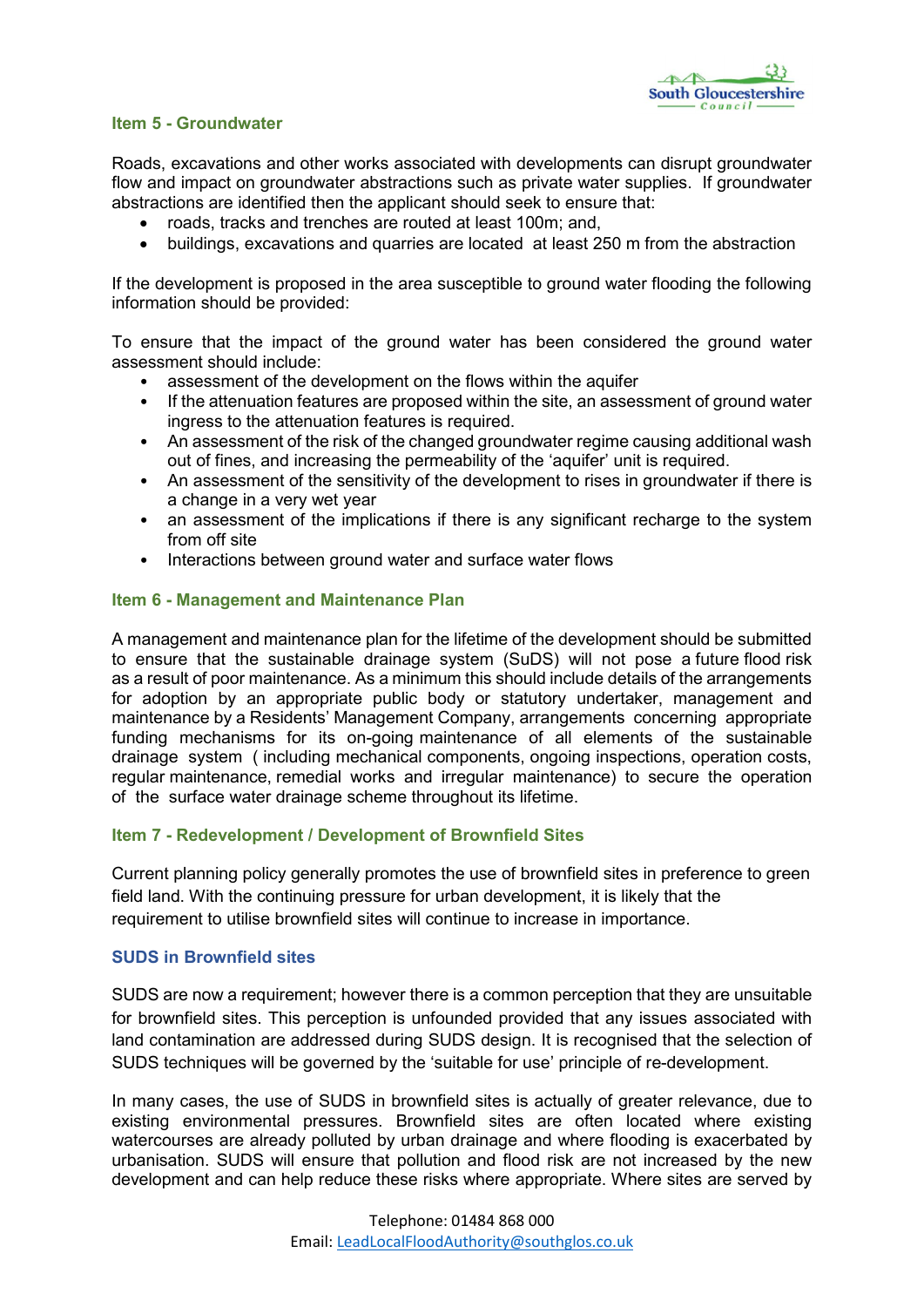### Item 5 - Groundwater

Roads, excavations and other works associated with developments can disrupt groundwater flow and impact on groundwater abstractions such as private water supplies. If groundwater abstractions are identified then the applicant should seek to ensure that:

- roads, tracks and trenches are routed at least 100m; and,
- buildings, excavations and quarries are located at least 250 m from the abstraction

If the development is proposed in the area susceptible to ground water flooding the following information should be provided:

To ensure that the impact of the ground water has been considered the ground water assessment should include:

- assessment of the development on the flows within the aquifer
- If the attenuation features are proposed within the site, an assessment of ground water ingress to the attenuation features is required.
- An assessment of the risk of the changed groundwater regime causing additional wash out of fines, and increasing the permeability of the 'aquifer' unit is required.
- An assessment of the sensitivity of the development to rises in groundwater if there is a change in a very wet year
- an assessment of the implications if there is any significant recharge to the system from off site
- Interactions between ground water and surface water flows

### Item 6 - Management and Maintenance Plan

A management and maintenance plan for the lifetime of the development should be submitted to ensure that the sustainable drainage system (SuDS) will not pose a future flood risk as a result of poor maintenance. As a minimum this should include details of the arrangements for adoption by an appropriate public body or statutory undertaker, management and maintenance by a Residents' Management Company, arrangements concerning appropriate funding mechanisms for its on-going maintenance of all elements of the sustainable drainage system (including mechanical components, ongoing inspections, operation costs, regular maintenance, remedial works and irregular maintenance) to secure the operation of the surface water drainage scheme throughout its lifetime.

### Item 7 - Redevelopment / Development of Brownfield Sites

Current planning policy generally promotes the use of brownfield sites in preference to green field land. With the continuing pressure for urban development, it is likely that the requirement to utilise brownfield sites will continue to increase in importance.

#### SUDS in Brownfield sites

SUDS are now a requirement; however there is a common perception that they are unsuitable for brownfield sites. This perception is unfounded provided that any issues associated with land contamination are addressed during SUDS design. It is recognised that the selection of SUDS techniques will be governed by the 'suitable for use' principle of re-development.

In many cases, the use of SUDS in brownfield sites is actually of greater relevance, due to existing environmental pressures. Brownfield sites are often located where existing watercourses are already polluted by urban drainage and where flooding is exacerbated by urbanisation. SUDS will ensure that pollution and flood risk are not increased by the new development and can help reduce these risks where appropriate. Where sites are served by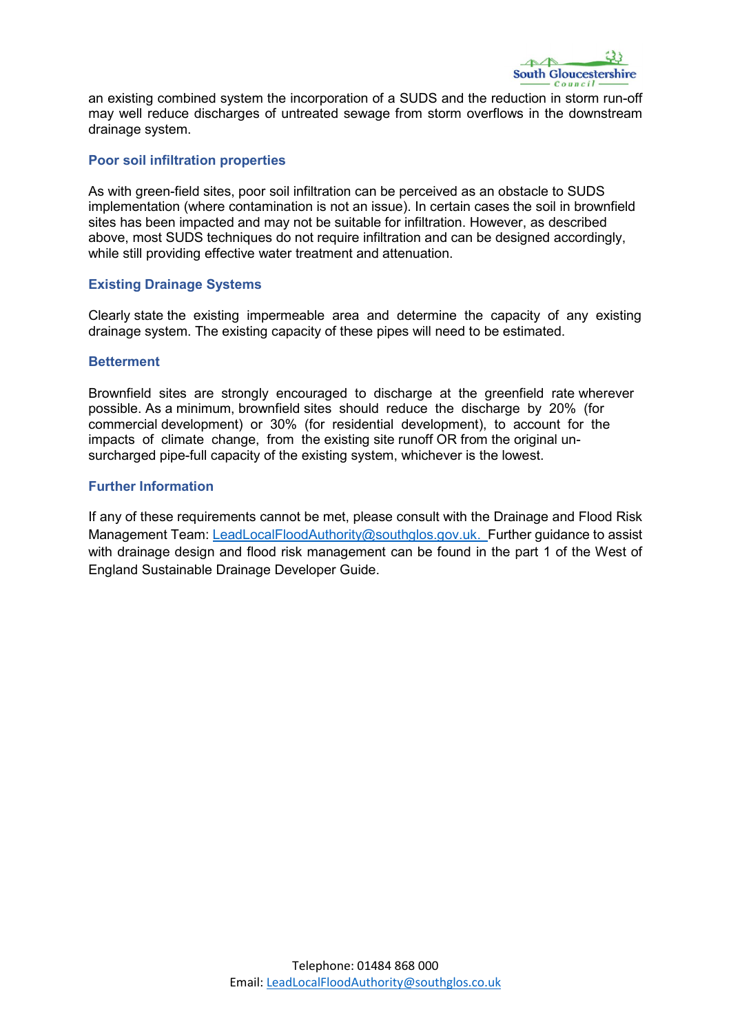an existing combined system the incorporation of a SUDS and the reduction in storm run-off may well reduce discharges of untreated sewage from storm overflows in the downstream drainage system.

### Poor soil infiltration properties

As with green-field sites, poor soil infiltration can be perceived as an obstacle to SUDS implementation (where contamination is not an issue). In certain cases the soil in brownfield sites has been impacted and may not be suitable for infiltration. However, as described above, most SUDS techniques do not require infiltration and can be designed accordingly, while still providing effective water treatment and attenuation.

### Existing Drainage Systems

Clearly state the existing impermeable area and determine the capacity of any existing drainage system. The existing capacity of these pipes will need to be estimated.

### Betterment

Brownfield sites are strongly encouraged to discharge at the greenfield rate wherever possible. As a minimum, brownfield sites should reduce the discharge by 20% (for commercial development) or 30% (for residential development), to account for the impacts of climate change, from the existing site runoff OR from the original un-surcharged pipe-full capacity of the existing system, whichever is the lowest.

### Further Information

If any of these requirements cannot be met, please consult with the Drainage and Flood Risk Management Team: LeadLocalFloodAuthority@southglos.gov.uk. Further guidance to assist with drainage design and flood risk management can be found in the part 1 of the West of England Sustainable Drainage Developer Guide.

Telephone: 01484 868 000
Email: LeadLocalFloodAuthority@southglos.co.uk